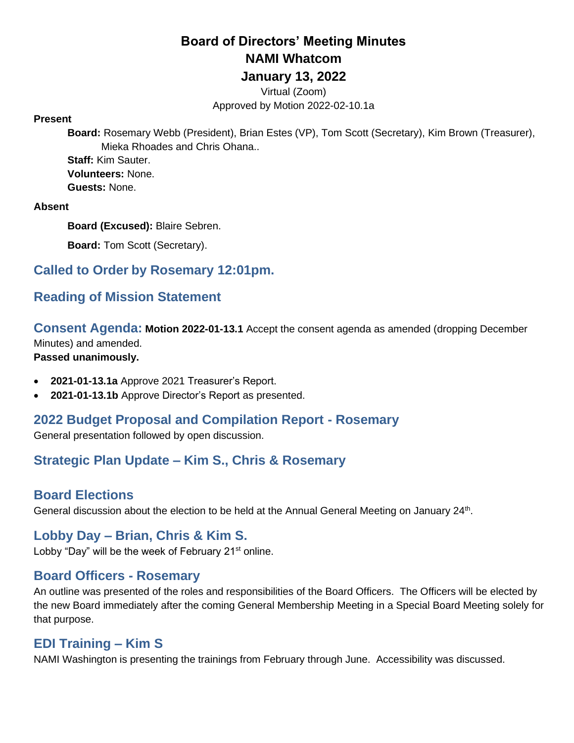# Board of Directors' Meeting Minutes
# NAMI Whatcom
# January 13, 2022

Virtual (Zoom)

Approved by Motion 2022-02-10.1a

**Present**

**Board:** Rosemary Webb (President), Brian Estes (VP), Tom Scott (Secretary), Kim Brown (Treasurer), Mieka Rhoades and Chris Ohana..

**Staff:** Kim Sauter.

**Volunteers:** None.

**Guests:** None.

**Absent**

**Board (Excused):** Blaire Sebren.

**Board:** Tom Scott (Secretary).

## Called to Order by Rosemary 12:01pm.

## Reading of Mission Statement

## Consent Agenda:

**Motion 2022-01-13.1** Accept the consent agenda as amended (dropping December Minutes) and amended.

**Passed unanimously.**

- **2021-01-13.1a** Approve 2021 Treasurer's Report.
- **2021-01-13.1b** Approve Director's Report as presented.

## 2022 Budget Proposal and Compilation Report - Rosemary

General presentation followed by open discussion.

## Strategic Plan Update – Kim S., Chris & Rosemary

## Board Elections

General discussion about the election to be held at the Annual General Meeting on January 24th.

## Lobby Day – Brian, Chris & Kim S.

Lobby "Day" will be the week of February 21st online.

## Board Officers - Rosemary

An outline was presented of the roles and responsibilities of the Board Officers. The Officers will be elected by the new Board immediately after the coming General Membership Meeting in a Special Board Meeting solely for that purpose.

## EDI Training – Kim S

NAMI Washington is presenting the trainings from February through June. Accessibility was discussed.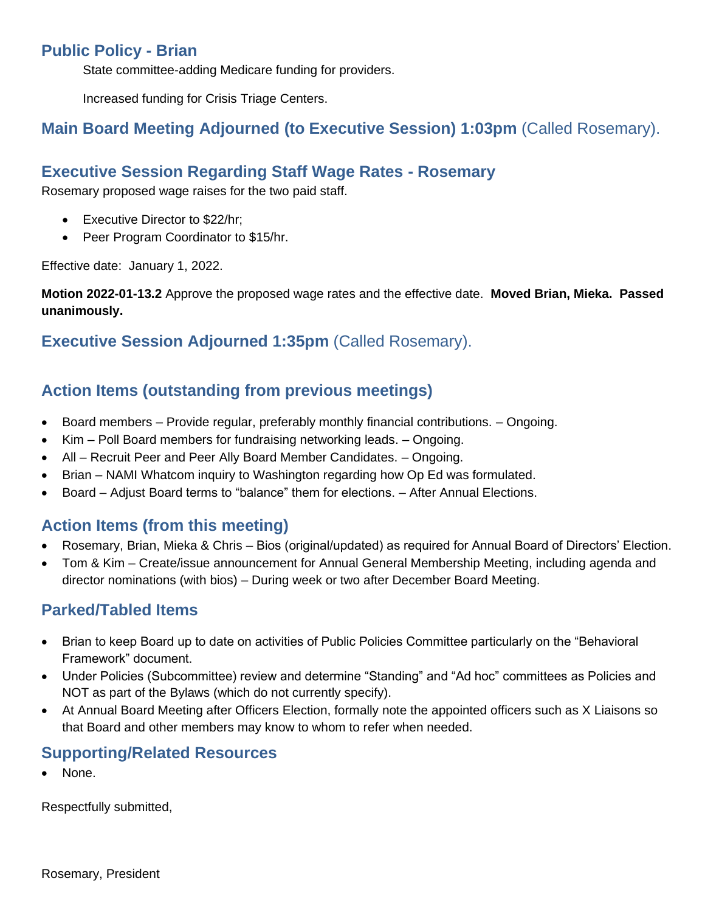## Public Policy - Brian

State committee-adding Medicare funding for providers.

Increased funding for Crisis Triage Centers.

## Main Board Meeting Adjourned (to Executive Session) 1:03pm (Called Rosemary).

## Executive Session Regarding Staff Wage Rates - Rosemary

Rosemary proposed wage raises for the two paid staff.

- Executive Director to $22/hr;
- Peer Program Coordinator to $15/hr.

Effective date: January 1, 2022.

**Motion 2022-01-13.2** Approve the proposed wage rates and the effective date. **Moved Brian, Mieka. Passed unanimously.**

## Executive Session Adjourned 1:35pm (Called Rosemary).

## Action Items (outstanding from previous meetings)

- Board members – Provide regular, preferably monthly financial contributions. – Ongoing.
- Kim – Poll Board members for fundraising networking leads. – Ongoing.
- All – Recruit Peer and Peer Ally Board Member Candidates. – Ongoing.
- Brian – NAMI Whatcom inquiry to Washington regarding how Op Ed was formulated.
- Board – Adjust Board terms to "balance" them for elections. – After Annual Elections.

## Action Items (from this meeting)

- Rosemary, Brian, Mieka & Chris – Bios (original/updated) as required for Annual Board of Directors' Election.
- Tom & Kim – Create/issue announcement for Annual General Membership Meeting, including agenda and director nominations (with bios) – During week or two after December Board Meeting.

## Parked/Tabled Items

- Brian to keep Board up to date on activities of Public Policies Committee particularly on the "Behavioral Framework" document.
- Under Policies (Subcommittee) review and determine "Standing" and "Ad hoc" committees as Policies and NOT as part of the Bylaws (which do not currently specify).
- At Annual Board Meeting after Officers Election, formally note the appointed officers such as X Liaisons so that Board and other members may know to whom to refer when needed.

## Supporting/Related Resources

- None.

Respectfully submitted,

Rosemary, President